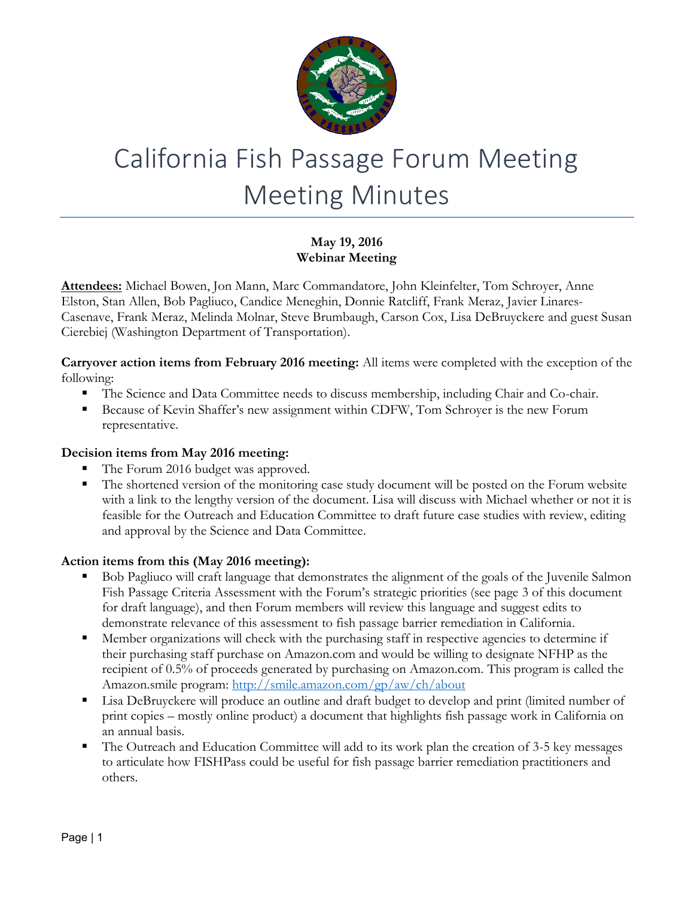# California Fish Passage Forum Meeting Meeting Minutes

**May 19, 2016**
**Webinar Meeting**

**Attendees:** Michael Bowen, Jon Mann, Marc Commandatore, John Kleinfelter, Tom Schroyer, Anne Elston, Stan Allen, Bob Pagliuco, Candice Meneghin, Donnie Ratcliff, Frank Meraz, Javier Linares-Casenave, Frank Meraz, Melinda Molnar, Steve Brumbaugh, Carson Cox, Lisa DeBruyckere and guest Susan Cierebiej (Washington Department of Transportation).

**Carryover action items from February 2016 meeting:** All items were completed with the exception of the following:

- The Science and Data Committee needs to discuss membership, including Chair and Co-chair.
- Because of Kevin Shaffer's new assignment within CDFW, Tom Schroyer is the new Forum representative.

**Decision items from May 2016 meeting:**

- The Forum 2016 budget was approved.
- The shortened version of the monitoring case study document will be posted on the Forum website with a link to the lengthy version of the document. Lisa will discuss with Michael whether or not it is feasible for the Outreach and Education Committee to draft future case studies with review, editing and approval by the Science and Data Committee.

**Action items from this (May 2016 meeting):**

- Bob Pagliuco will craft language that demonstrates the alignment of the goals of the Juvenile Salmon Fish Passage Criteria Assessment with the Forum's strategic priorities (see page 3 of this document for draft language), and then Forum members will review this language and suggest edits to demonstrate relevance of this assessment to fish passage barrier remediation in California.
- Member organizations will check with the purchasing staff in respective agencies to determine if their purchasing staff purchase on Amazon.com and would be willing to designate NFHP as the recipient of 0.5% of proceeds generated by purchasing on Amazon.com. This program is called the Amazon.smile program: http://smile.amazon.com/gp/aw/ch/about
- Lisa DeBruyckere will produce an outline and draft budget to develop and print (limited number of print copies – mostly online product) a document that highlights fish passage work in California on an annual basis.
- The Outreach and Education Committee will add to its work plan the creation of 3-5 key messages to articulate how FISHPass could be useful for fish passage barrier remediation practitioners and others.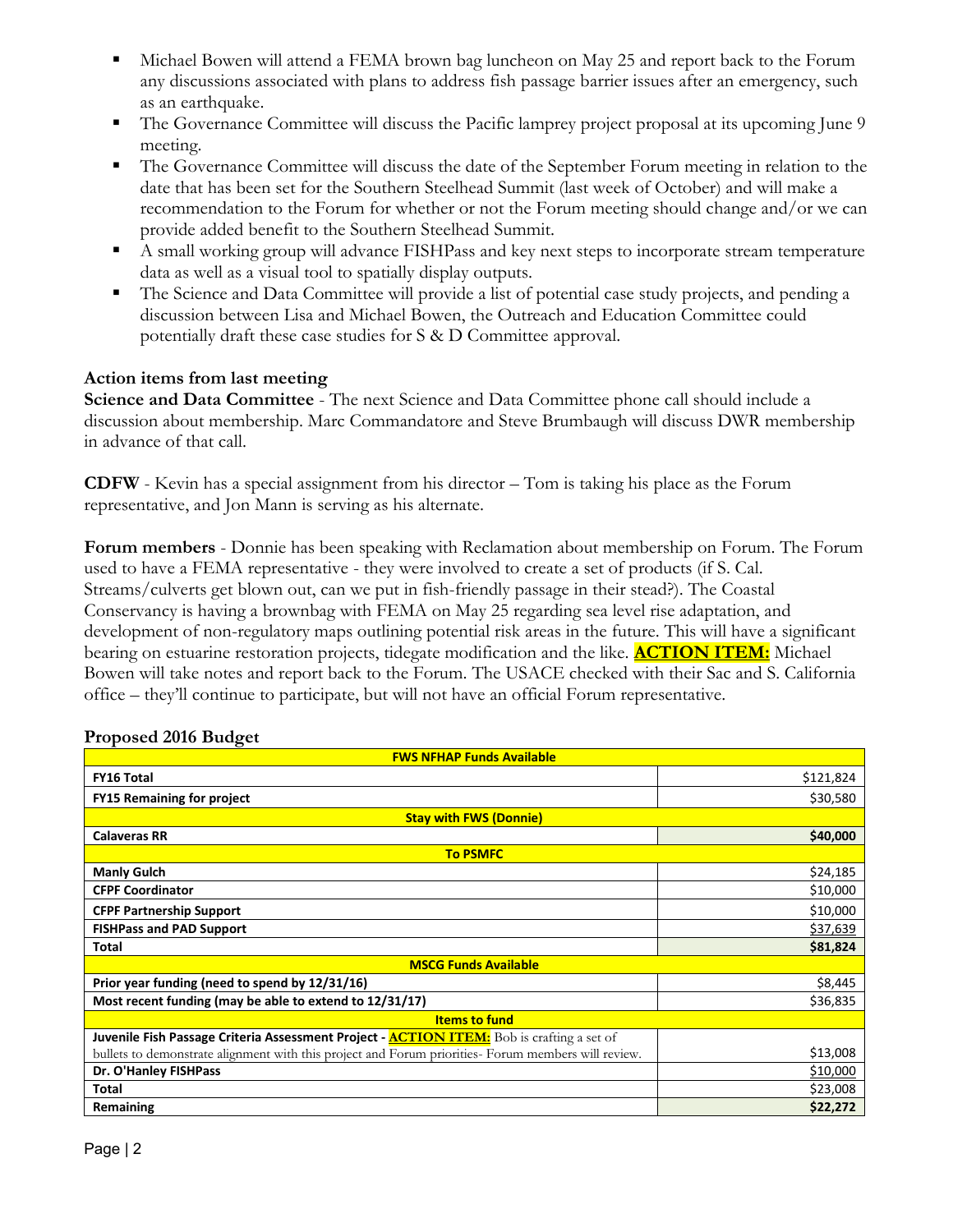- Michael Bowen will attend a FEMA brown bag luncheon on May 25 and report back to the Forum any discussions associated with plans to address fish passage barrier issues after an emergency, such as an earthquake.
- The Governance Committee will discuss the Pacific lamprey project proposal at its upcoming June 9 meeting.
- The Governance Committee will discuss the date of the September Forum meeting in relation to the date that has been set for the Southern Steelhead Summit (last week of October) and will make a recommendation to the Forum for whether or not the Forum meeting should change and/or we can provide added benefit to the Southern Steelhead Summit.
- A small working group will advance FISHPass and key next steps to incorporate stream temperature data as well as a visual tool to spatially display outputs.
- The Science and Data Committee will provide a list of potential case study projects, and pending a discussion between Lisa and Michael Bowen, the Outreach and Education Committee could potentially draft these case studies for S & D Committee approval.

### Action items from last meeting

**Science and Data Committee** - The next Science and Data Committee phone call should include a discussion about membership. Marc Commandatore and Steve Brumbaugh will discuss DWR membership in advance of that call.

**CDFW** - Kevin has a special assignment from his director – Tom is taking his place as the Forum representative, and Jon Mann is serving as his alternate.

**Forum members** - Donnie has been speaking with Reclamation about membership on Forum. The Forum used to have a FEMA representative - they were involved to create a set of products (if S. Cal. Streams/culverts get blown out, can we put in fish-friendly passage in their stead?). The Coastal Conservancy is having a brownbag with FEMA on May 25 regarding sea level rise adaptation, and development of non-regulatory maps outlining potential risk areas in the future. This will have a significant bearing on estuarine restoration projects, tidegate modification and the like. **ACTION ITEM:** Michael Bowen will take notes and report back to the Forum. The USACE checked with their Sac and S. California office – they'll continue to participate, but will not have an official Forum representative.

### Proposed 2016 Budget

| **FWS NFHAP Funds Available** | |
|---|---|
| **FY16 Total** | $121,824 |
| **FY15 Remaining for project** | $30,580 |
| **Stay with FWS (Donnie)** | |
| **Calaveras RR** | **$40,000** |
| **To PSMFC** | |
| **Manly Gulch** | $24,185 |
| **CFPF Coordinator** | $10,000 |
| **CFPF Partnership Support** | $10,000 |
| **FISHPass and PAD Support** | $37,639 |
| **Total** | **$81,824** |
| **MSCG Funds Available** | |
| **Prior year funding (need to spend by 12/31/16)** | $8,445 |
| **Most recent funding (may be able to extend to 12/31/17)** | $36,835 |
| **Items to fund** | |
| **Juvenile Fish Passage Criteria Assessment Project - ACTION ITEM:** Bob is crafting a set of bullets to demonstrate alignment with this project and Forum priorities- Forum members will review. | $13,008 |
| **Dr. O'Hanley FISHPass** | $10,000 |
| **Total** | $23,008 |
| **Remaining** | **$22,272** |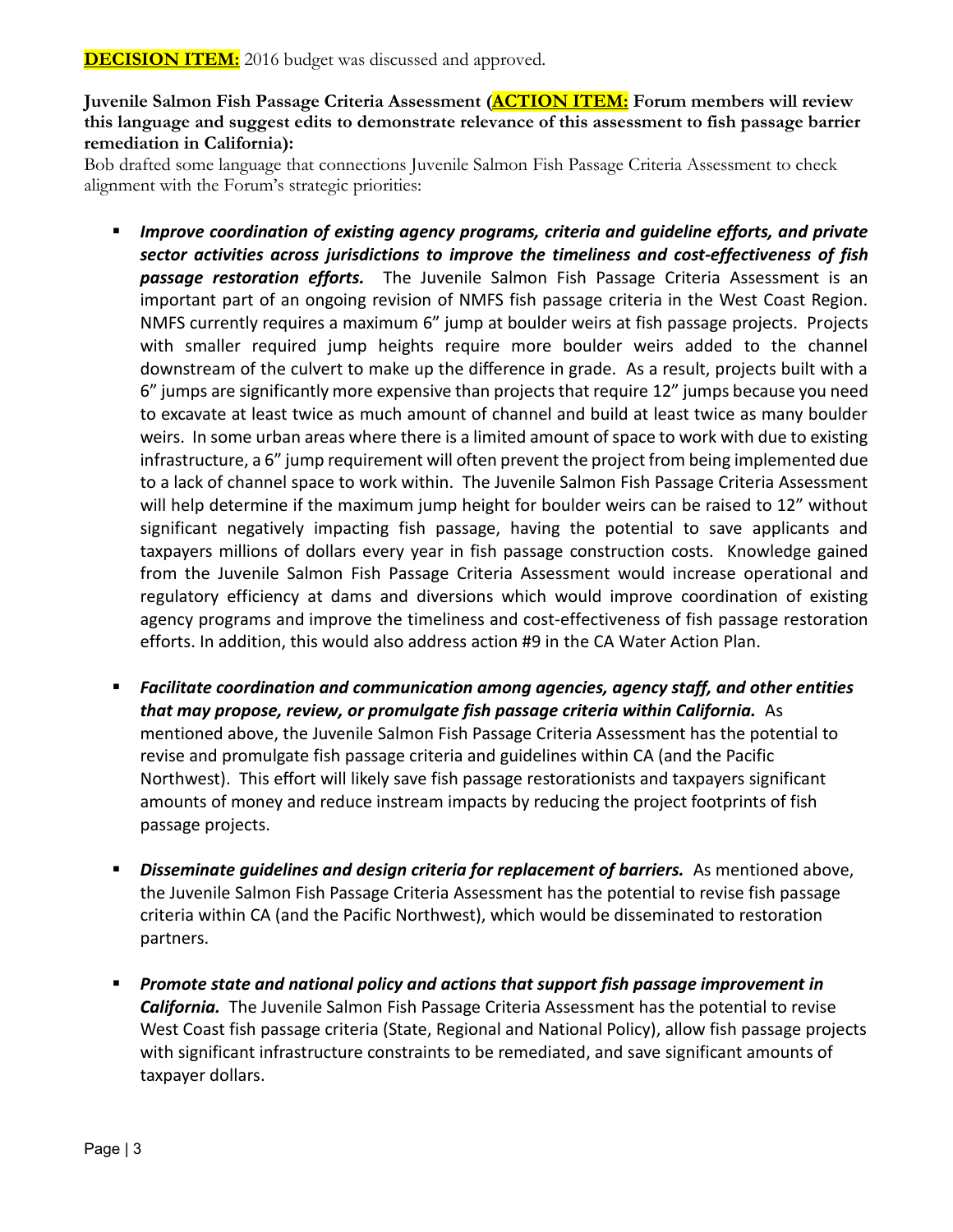**DECISION ITEM:** 2016 budget was discussed and approved.

**Juvenile Salmon Fish Passage Criteria Assessment (ACTION ITEM: Forum members will review this language and suggest edits to demonstrate relevance of this assessment to fish passage barrier remediation in California):**

Bob drafted some language that connections Juvenile Salmon Fish Passage Criteria Assessment to check alignment with the Forum's strategic priorities:

- ***Improve coordination of existing agency programs, criteria and guideline efforts, and private sector activities across jurisdictions to improve the timeliness and cost-effectiveness of fish passage restoration efforts.*** The Juvenile Salmon Fish Passage Criteria Assessment is an important part of an ongoing revision of NMFS fish passage criteria in the West Coast Region. NMFS currently requires a maximum 6" jump at boulder weirs at fish passage projects. Projects with smaller required jump heights require more boulder weirs added to the channel downstream of the culvert to make up the difference in grade. As a result, projects built with a 6" jumps are significantly more expensive than projects that require 12" jumps because you need to excavate at least twice as much amount of channel and build at least twice as many boulder weirs. In some urban areas where there is a limited amount of space to work with due to existing infrastructure, a 6" jump requirement will often prevent the project from being implemented due to a lack of channel space to work within. The Juvenile Salmon Fish Passage Criteria Assessment will help determine if the maximum jump height for boulder weirs can be raised to 12" without significant negatively impacting fish passage, having the potential to save applicants and taxpayers millions of dollars every year in fish passage construction costs. Knowledge gained from the Juvenile Salmon Fish Passage Criteria Assessment would increase operational and regulatory efficiency at dams and diversions which would improve coordination of existing agency programs and improve the timeliness and cost-effectiveness of fish passage restoration efforts. In addition, this would also address action #9 in the CA Water Action Plan.

- ***Facilitate coordination and communication among agencies, agency staff, and other entities that may propose, review, or promulgate fish passage criteria within California.*** As mentioned above, the Juvenile Salmon Fish Passage Criteria Assessment has the potential to revise and promulgate fish passage criteria and guidelines within CA (and the Pacific Northwest). This effort will likely save fish passage restorationists and taxpayers significant amounts of money and reduce instream impacts by reducing the project footprints of fish passage projects.

- ***Disseminate guidelines and design criteria for replacement of barriers.*** As mentioned above, the Juvenile Salmon Fish Passage Criteria Assessment has the potential to revise fish passage criteria within CA (and the Pacific Northwest), which would be disseminated to restoration partners.

- ***Promote state and national policy and actions that support fish passage improvement in California.*** The Juvenile Salmon Fish Passage Criteria Assessment has the potential to revise West Coast fish passage criteria (State, Regional and National Policy), allow fish passage projects with significant infrastructure constraints to be remediated, and save significant amounts of taxpayer dollars.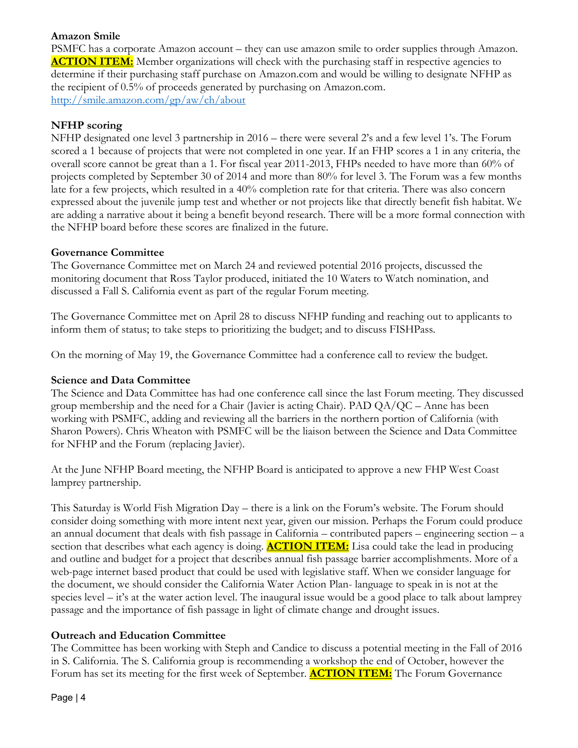**Amazon Smile**
PSMFC has a corporate Amazon account – they can use amazon smile to order supplies through Amazon. **ACTION ITEM:** Member organizations will check with the purchasing staff in respective agencies to determine if their purchasing staff purchase on Amazon.com and would be willing to designate NFHP as the recipient of 0.5% of proceeds generated by purchasing on Amazon.com.
http://smile.amazon.com/gp/aw/ch/about

**NFHP scoring**
NFHP designated one level 3 partnership in 2016 – there were several 2's and a few level 1's. The Forum scored a 1 because of projects that were not completed in one year. If an FHP scores a 1 in any criteria, the overall score cannot be great than a 1. For fiscal year 2011-2013, FHPs needed to have more than 60% of projects completed by September 30 of 2014 and more than 80% for level 3. The Forum was a few months late for a few projects, which resulted in a 40% completion rate for that criteria. There was also concern expressed about the juvenile jump test and whether or not projects like that directly benefit fish habitat. We are adding a narrative about it being a benefit beyond research. There will be a more formal connection with the NFHP board before these scores are finalized in the future.

**Governance Committee**
The Governance Committee met on March 24 and reviewed potential 2016 projects, discussed the monitoring document that Ross Taylor produced, initiated the 10 Waters to Watch nomination, and discussed a Fall S. California event as part of the regular Forum meeting.

The Governance Committee met on April 28 to discuss NFHP funding and reaching out to applicants to inform them of status; to take steps to prioritizing the budget; and to discuss FISHPass.

On the morning of May 19, the Governance Committee had a conference call to review the budget.

**Science and Data Committee**
The Science and Data Committee has had one conference call since the last Forum meeting. They discussed group membership and the need for a Chair (Javier is acting Chair). PAD QA/QC – Anne has been working with PSMFC, adding and reviewing all the barriers in the northern portion of California (with Sharon Powers). Chris Wheaton with PSMFC will be the liaison between the Science and Data Committee for NFHP and the Forum (replacing Javier).

At the June NFHP Board meeting, the NFHP Board is anticipated to approve a new FHP West Coast lamprey partnership.

This Saturday is World Fish Migration Day – there is a link on the Forum's website. The Forum should consider doing something with more intent next year, given our mission. Perhaps the Forum could produce an annual document that deals with fish passage in California – contributed papers – engineering section – a section that describes what each agency is doing. **ACTION ITEM:** Lisa could take the lead in producing and outline and budget for a project that describes annual fish passage barrier accomplishments. More of a web-page internet based product that could be used with legislative staff. When we consider language for the document, we should consider the California Water Action Plan- language to speak in is not at the species level – it's at the water action level. The inaugural issue would be a good place to talk about lamprey passage and the importance of fish passage in light of climate change and drought issues.

**Outreach and Education Committee**
The Committee has been working with Steph and Candice to discuss a potential meeting in the Fall of 2016 in S. California. The S. California group is recommending a workshop the end of October, however the Forum has set its meeting for the first week of September. **ACTION ITEM:** The Forum Governance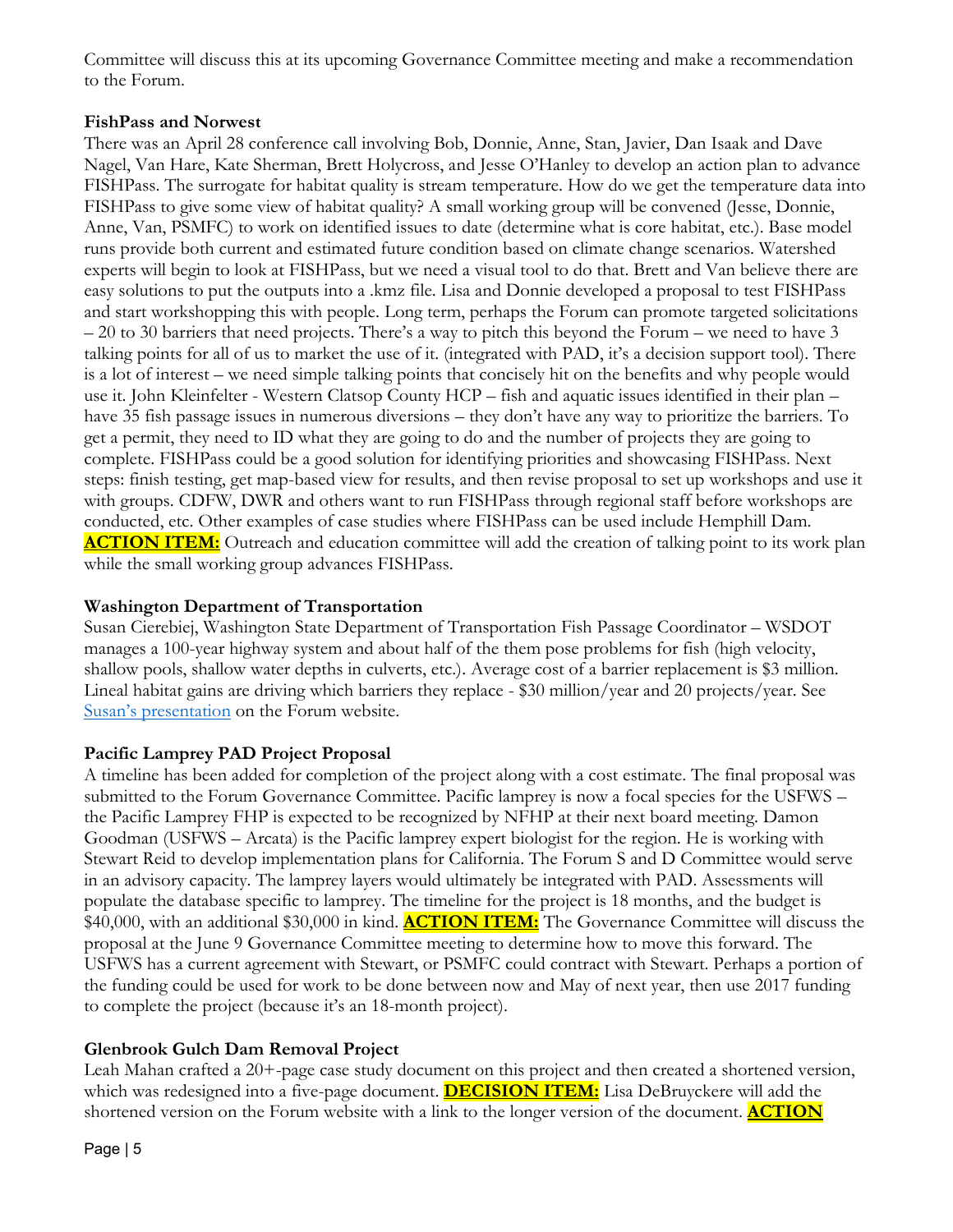Committee will discuss this at its upcoming Governance Committee meeting and make a recommendation to the Forum.

**FishPass and Norwest**

There was an April 28 conference call involving Bob, Donnie, Anne, Stan, Javier, Dan Isaak and Dave Nagel, Van Hare, Kate Sherman, Brett Holycross, and Jesse O'Hanley to develop an action plan to advance FISHPass. The surrogate for habitat quality is stream temperature. How do we get the temperature data into FISHPass to give some view of habitat quality? A small working group will be convened (Jesse, Donnie, Anne, Van, PSMFC) to work on identified issues to date (determine what is core habitat, etc.). Base model runs provide both current and estimated future condition based on climate change scenarios. Watershed experts will begin to look at FISHPass, but we need a visual tool to do that. Brett and Van believe there are easy solutions to put the outputs into a .kmz file. Lisa and Donnie developed a proposal to test FISHPass and start workshopping this with people. Long term, perhaps the Forum can promote targeted solicitations – 20 to 30 barriers that need projects. There's a way to pitch this beyond the Forum – we need to have 3 talking points for all of us to market the use of it. (integrated with PAD, it's a decision support tool). There is a lot of interest – we need simple talking points that concisely hit on the benefits and why people would use it. John Kleinfelter - Western Clatsop County HCP – fish and aquatic issues identified in their plan – have 35 fish passage issues in numerous diversions – they don't have any way to prioritize the barriers. To get a permit, they need to ID what they are going to do and the number of projects they are going to complete. FISHPass could be a good solution for identifying priorities and showcasing FISHPass. Next steps: finish testing, get map-based view for results, and then revise proposal to set up workshops and use it with groups. CDFW, DWR and others want to run FISHPass through regional staff before workshops are conducted, etc. Other examples of case studies where FISHPass can be used include Hemphill Dam. **ACTION ITEM:** Outreach and education committee will add the creation of talking point to its work plan while the small working group advances FISHPass.

**Washington Department of Transportation**

Susan Cierebiej, Washington State Department of Transportation Fish Passage Coordinator – WSDOT manages a 100-year highway system and about half of the them pose problems for fish (high velocity, shallow pools, shallow water depths in culverts, etc.). Average cost of a barrier replacement is $3 million. Lineal habitat gains are driving which barriers they replace - $30 million/year and 20 projects/year. See Susan's presentation on the Forum website.

**Pacific Lamprey PAD Project Proposal**

A timeline has been added for completion of the project along with a cost estimate. The final proposal was submitted to the Forum Governance Committee. Pacific lamprey is now a focal species for the USFWS – the Pacific Lamprey FHP is expected to be recognized by NFHP at their next board meeting. Damon Goodman (USFWS – Arcata) is the Pacific lamprey expert biologist for the region. He is working with Stewart Reid to develop implementation plans for California. The Forum S and D Committee would serve in an advisory capacity. The lamprey layers would ultimately be integrated with PAD. Assessments will populate the database specific to lamprey. The timeline for the project is 18 months, and the budget is $40,000, with an additional $30,000 in kind. **ACTION ITEM:** The Governance Committee will discuss the proposal at the June 9 Governance Committee meeting to determine how to move this forward. The USFWS has a current agreement with Stewart, or PSMFC could contract with Stewart. Perhaps a portion of the funding could be used for work to be done between now and May of next year, then use 2017 funding to complete the project (because it's an 18-month project).

**Glenbrook Gulch Dam Removal Project**

Leah Mahan crafted a 20+-page case study document on this project and then created a shortened version, which was redesigned into a five-page document. **DECISION ITEM:** Lisa DeBruyckere will add the shortened version on the Forum website with a link to the longer version of the document. **ACTION**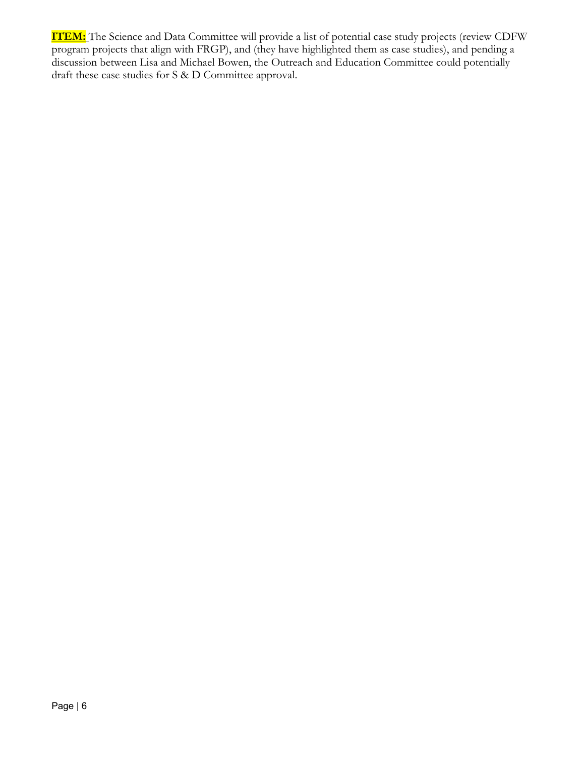**ITEM:** The Science and Data Committee will provide a list of potential case study projects (review CDFW program projects that align with FRGP), and (they have highlighted them as case studies), and pending a discussion between Lisa and Michael Bowen, the Outreach and Education Committee could potentially draft these case studies for S & D Committee approval.